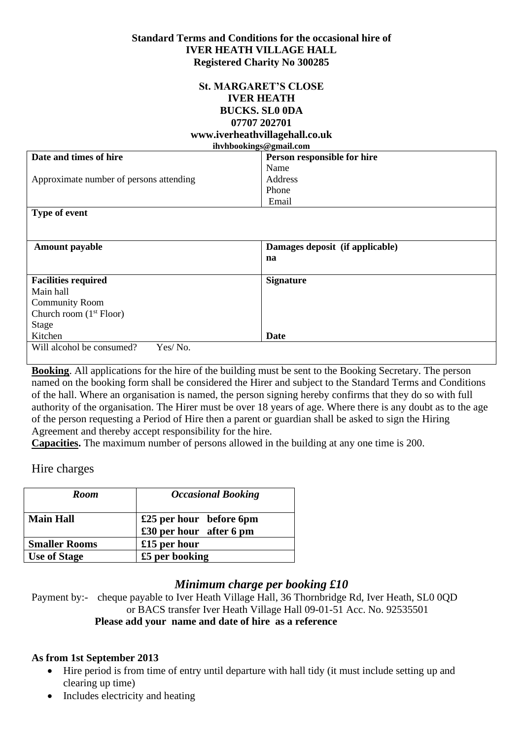**Standard Terms and Conditions for the occasional hire of**
**IVER HEATH VILLAGE HALL**
**Registered Charity No 300285**

**St. MARGARET'S CLOSE**
**IVER HEATH**
**BUCKS. SL0 0DA**
**07707 202701**
**www.iverheathvillagehall.co.uk**
**ihvhbookings@gmail.com**

| **Date and times of hire**<br><br>Approximate number of persons attending | **Person responsible for hire**<br>Name<br>Address<br>Phone<br>Email |
|---|---|
| **Type of event** | |
| **Amount payable** | **Damages deposit (if applicable)**<br>**na** |
| **Facilities required**<br>Main hall<br>Community Room<br>Church room (1st Floor)<br>Stage<br>Kitchen | **Signature**<br><br><br><br><br>**Date** |
| Will alcohol be consumed? Yes/ No. | |

**Booking**. All applications for the hire of the building must be sent to the Booking Secretary. The person named on the booking form shall be considered the Hirer and subject to the Standard Terms and Conditions of the hall. Where an organisation is named, the person signing hereby confirms that they do so with full authority of the organisation. The Hirer must be over 18 years of age. Where there is any doubt as to the age of the person requesting a Period of Hire then a parent or guardian shall be asked to sign the Hiring Agreement and thereby accept responsibility for the hire.

**Capacities.** The maximum number of persons allowed in the building at any one time is 200.

## Hire charges

| *Room* | *Occasional Booking* |
|---|---|
| **Main Hall** | **£25 per hour before 6pm**<br>**£30 per hour after 6 pm** |
| **Smaller Rooms** | **£15 per hour** |
| **Use of Stage** | **£5 per booking** |

### *Minimum charge per booking £10*

Payment by:- cheque payable to Iver Heath Village Hall, 36 Thornbridge Rd, Iver Heath, SL0 0QD
or BACS transfer Iver Heath Village Hall 09-01-51 Acc. No. 92535501
**Please add your name and date of hire as a reference**

**As from 1st September 2013**

- Hire period is from time of entry until departure with hall tidy (it must include setting up and clearing up time)
- Includes electricity and heating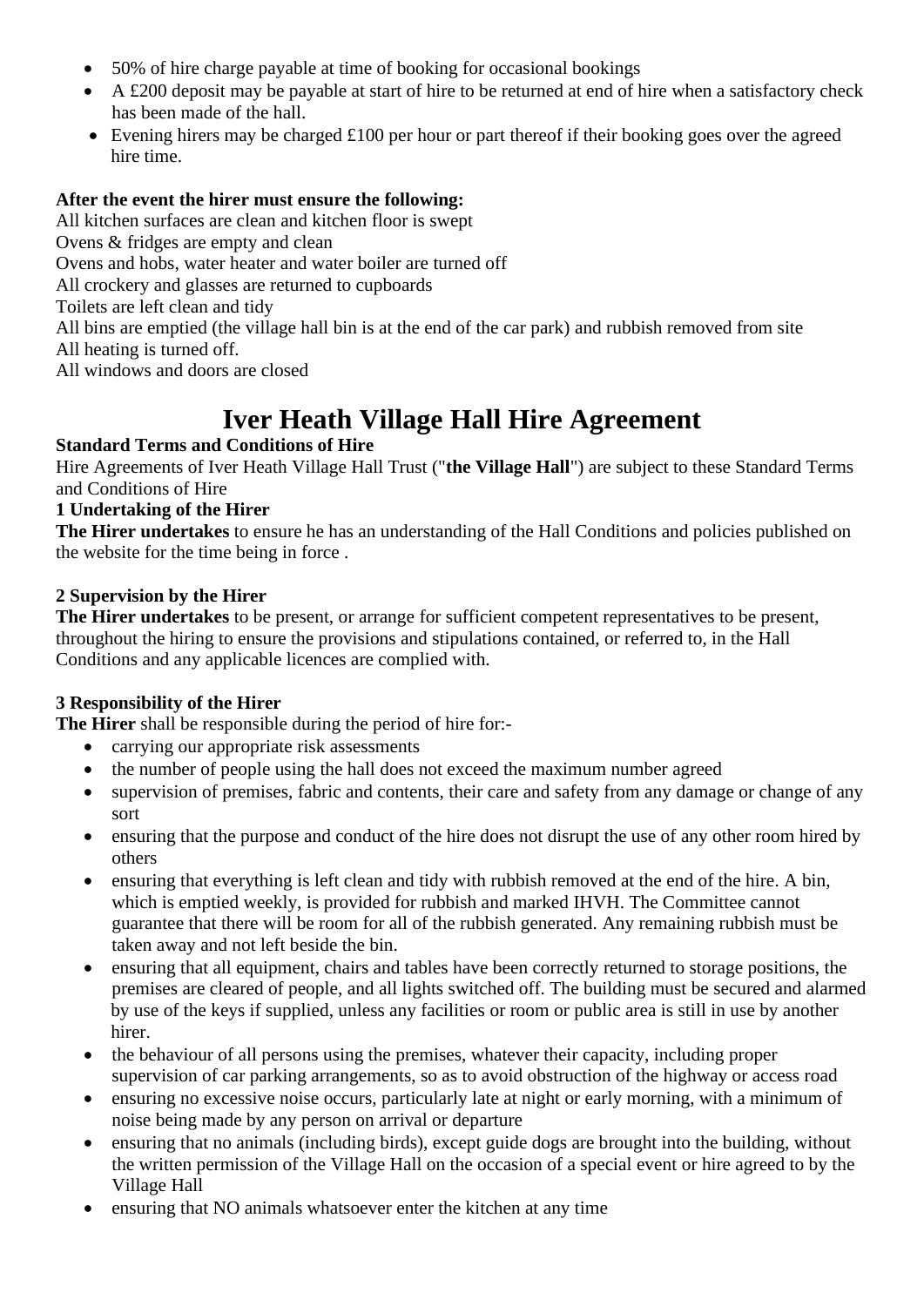- 50% of hire charge payable at time of booking for occasional bookings
- A £200 deposit may be payable at start of hire to be returned at end of hire when a satisfactory check has been made of the hall.
- Evening hirers may be charged £100 per hour or part thereof if their booking goes over the agreed hire time.

**After the event the hirer must ensure the following:**
All kitchen surfaces are clean and kitchen floor is swept
Ovens & fridges are empty and clean
Ovens and hobs, water heater and water boiler are turned off
All crockery and glasses are returned to cupboards
Toilets are left clean and tidy
All bins are emptied (the village hall bin is at the end of the car park) and rubbish removed from site
All heating is turned off.
All windows and doors are closed

# Iver Heath Village Hall Hire Agreement

**Standard Terms and Conditions of Hire**
Hire Agreements of Iver Heath Village Hall Trust ("**the Village Hall**") are subject to these Standard Terms and Conditions of Hire

**1 Undertaking of the Hirer**
**The Hirer undertakes** to ensure he has an understanding of the Hall Conditions and policies published on the website for the time being in force .

**2 Supervision by the Hirer**
**The Hirer undertakes** to be present, or arrange for sufficient competent representatives to be present, throughout the hiring to ensure the provisions and stipulations contained, or referred to, in the Hall Conditions and any applicable licences are complied with.

**3 Responsibility of the Hirer**
**The Hirer** shall be responsible during the period of hire for:-

- carrying our appropriate risk assessments
- the number of people using the hall does not exceed the maximum number agreed
- supervision of premises, fabric and contents, their care and safety from any damage or change of any sort
- ensuring that the purpose and conduct of the hire does not disrupt the use of any other room hired by others
- ensuring that everything is left clean and tidy with rubbish removed at the end of the hire. A bin, which is emptied weekly, is provided for rubbish and marked IHVH. The Committee cannot guarantee that there will be room for all of the rubbish generated. Any remaining rubbish must be taken away and not left beside the bin.
- ensuring that all equipment, chairs and tables have been correctly returned to storage positions, the premises are cleared of people, and all lights switched off. The building must be secured and alarmed by use of the keys if supplied, unless any facilities or room or public area is still in use by another hirer.
- the behaviour of all persons using the premises, whatever their capacity, including proper supervision of car parking arrangements, so as to avoid obstruction of the highway or access road
- ensuring no excessive noise occurs, particularly late at night or early morning, with a minimum of noise being made by any person on arrival or departure
- ensuring that no animals (including birds), except guide dogs are brought into the building, without the written permission of the Village Hall on the occasion of a special event or hire agreed to by the Village Hall
- ensuring that NO animals whatsoever enter the kitchen at any time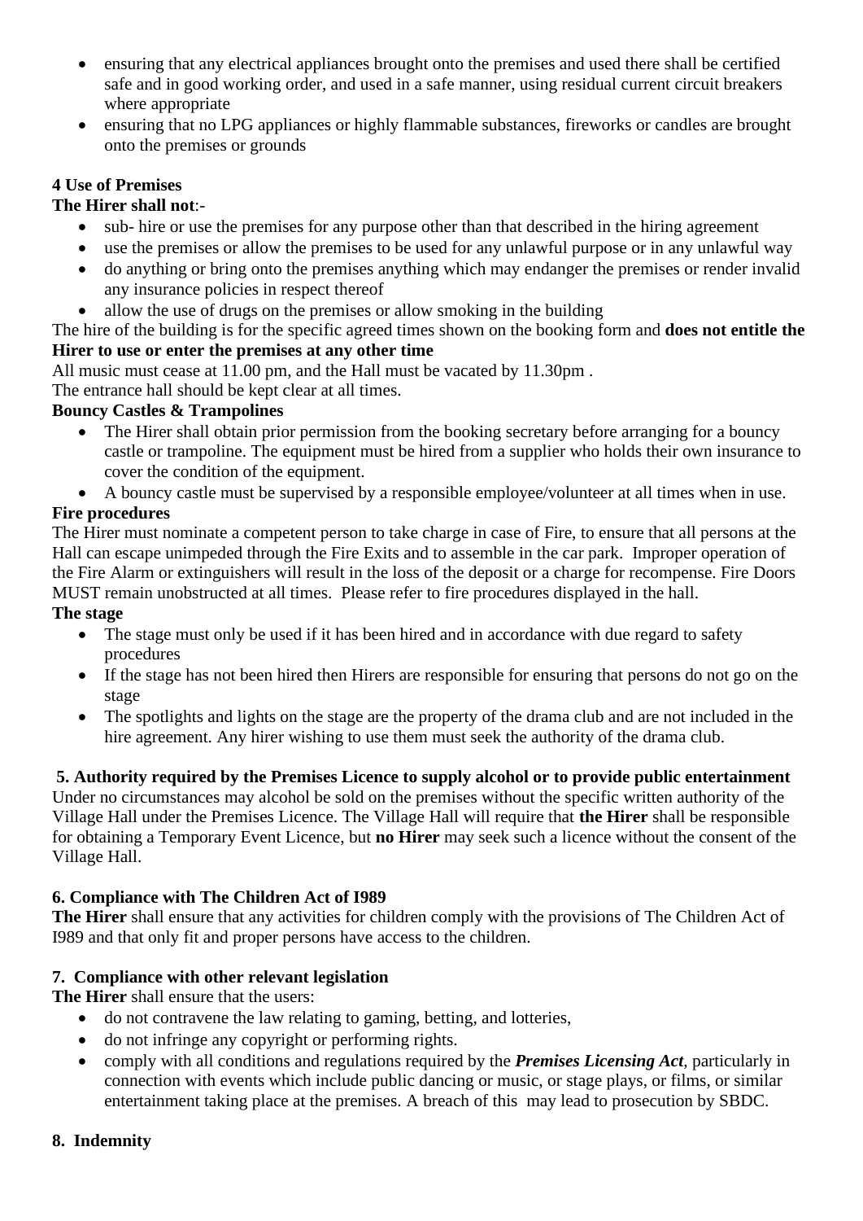- ensuring that any electrical appliances brought onto the premises and used there shall be certified safe and in good working order, and used in a safe manner, using residual current circuit breakers where appropriate
- ensuring that no LPG appliances or highly flammable substances, fireworks or candles are brought onto the premises or grounds

**4 Use of Premises**

**The Hirer shall not**:-

- sub- hire or use the premises for any purpose other than that described in the hiring agreement
- use the premises or allow the premises to be used for any unlawful purpose or in any unlawful way
- do anything or bring onto the premises anything which may endanger the premises or render invalid any insurance policies in respect thereof
- allow the use of drugs on the premises or allow smoking in the building

The hire of the building is for the specific agreed times shown on the booking form and **does not entitle the Hirer to use or enter the premises at any other time**

All music must cease at 11.00 pm, and the Hall must be vacated by 11.30pm .

The entrance hall should be kept clear at all times.

**Bouncy Castles & Trampolines**

- The Hirer shall obtain prior permission from the booking secretary before arranging for a bouncy castle or trampoline. The equipment must be hired from a supplier who holds their own insurance to cover the condition of the equipment.
- A bouncy castle must be supervised by a responsible employee/volunteer at all times when in use.

**Fire procedures**

The Hirer must nominate a competent person to take charge in case of Fire, to ensure that all persons at the Hall can escape unimpeded through the Fire Exits and to assemble in the car park. Improper operation of the Fire Alarm or extinguishers will result in the loss of the deposit or a charge for recompense. Fire Doors MUST remain unobstructed at all times. Please refer to fire procedures displayed in the hall.

**The stage**

- The stage must only be used if it has been hired and in accordance with due regard to safety procedures
- If the stage has not been hired then Hirers are responsible for ensuring that persons do not go on the stage
- The spotlights and lights on the stage are the property of the drama club and are not included in the hire agreement. Any hirer wishing to use them must seek the authority of the drama club.

**5. Authority required by the Premises Licence to supply alcohol or to provide public entertainment**

Under no circumstances may alcohol be sold on the premises without the specific written authority of the Village Hall under the Premises Licence. The Village Hall will require that **the Hirer** shall be responsible for obtaining a Temporary Event Licence, but **no Hirer** may seek such a licence without the consent of the Village Hall.

**6. Compliance with The Children Act of I989**

**The Hirer** shall ensure that any activities for children comply with the provisions of The Children Act of I989 and that only fit and proper persons have access to the children.

**7. Compliance with other relevant legislation**

**The Hirer** shall ensure that the users:

- do not contravene the law relating to gaming, betting, and lotteries,
- do not infringe any copyright or performing rights.
- comply with all conditions and regulations required by the ***Premises Licensing Act***, particularly in connection with events which include public dancing or music, or stage plays, or films, or similar entertainment taking place at the premises. A breach of this may lead to prosecution by SBDC.

**8. Indemnity**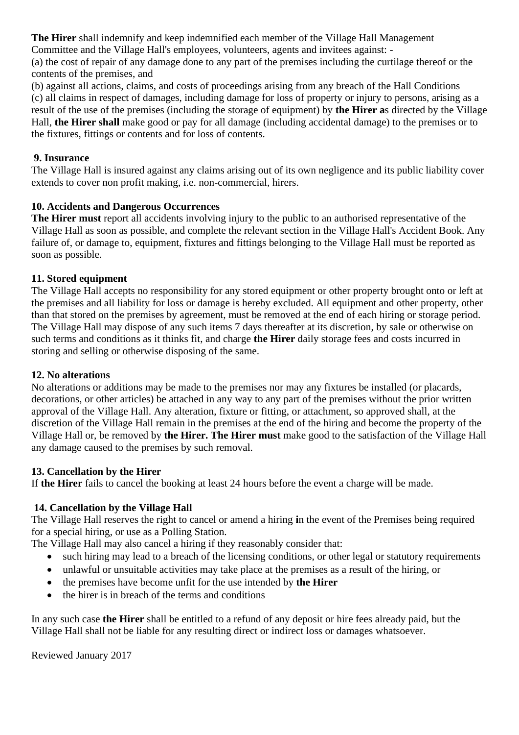**The Hirer** shall indemnify and keep indemnified each member of the Village Hall Management Committee and the Village Hall's employees, volunteers, agents and invitees against: -

(a) the cost of repair of any damage done to any part of the premises including the curtilage thereof or the contents of the premises, and

(b) against all actions, claims, and costs of proceedings arising from any breach of the Hall Conditions

(c) all claims in respect of damages, including damage for loss of property or injury to persons, arising as a result of the use of the premises (including the storage of equipment) by **the Hirer a**s directed by the Village Hall, **the Hirer shall** make good or pay for all damage (including accidental damage) to the premises or to the fixtures, fittings or contents and for loss of contents.

**9. Insurance**

The Village Hall is insured against any claims arising out of its own negligence and its public liability cover extends to cover non profit making, i.e. non-commercial, hirers.

**10. Accidents and Dangerous Occurrences**

**The Hirer must** report all accidents involving injury to the public to an authorised representative of the Village Hall as soon as possible, and complete the relevant section in the Village Hall's Accident Book. Any failure of, or damage to, equipment, fixtures and fittings belonging to the Village Hall must be reported as soon as possible.

**11. Stored equipment**

The Village Hall accepts no responsibility for any stored equipment or other property brought onto or left at the premises and all liability for loss or damage is hereby excluded. All equipment and other property, other than that stored on the premises by agreement, must be removed at the end of each hiring or storage period. The Village Hall may dispose of any such items 7 days thereafter at its discretion, by sale or otherwise on such terms and conditions as it thinks fit, and charge **the Hirer** daily storage fees and costs incurred in storing and selling or otherwise disposing of the same.

**12. No alterations**

No alterations or additions may be made to the premises nor may any fixtures be installed (or placards, decorations, or other articles) be attached in any way to any part of the premises without the prior written approval of the Village Hall. Any alteration, fixture or fitting, or attachment, so approved shall, at the discretion of the Village Hall remain in the premises at the end of the hiring and become the property of the Village Hall or, be removed by **the Hirer. The Hirer must** make good to the satisfaction of the Village Hall any damage caused to the premises by such removal.

**13. Cancellation by the Hirer**

If **the Hirer** fails to cancel the booking at least 24 hours before the event a charge will be made.

**14. Cancellation by the Village Hall**

The Village Hall reserves the right to cancel or amend a hiring **i**n the event of the Premises being required for a special hiring, or use as a Polling Station.

The Village Hall may also cancel a hiring if they reasonably consider that:

- such hiring may lead to a breach of the licensing conditions, or other legal or statutory requirements
- unlawful or unsuitable activities may take place at the premises as a result of the hiring, or
- the premises have become unfit for the use intended by **the Hirer**
- the hirer is in breach of the terms and conditions

In any such case **the Hirer** shall be entitled to a refund of any deposit or hire fees already paid, but the Village Hall shall not be liable for any resulting direct or indirect loss or damages whatsoever.

Reviewed January 2017